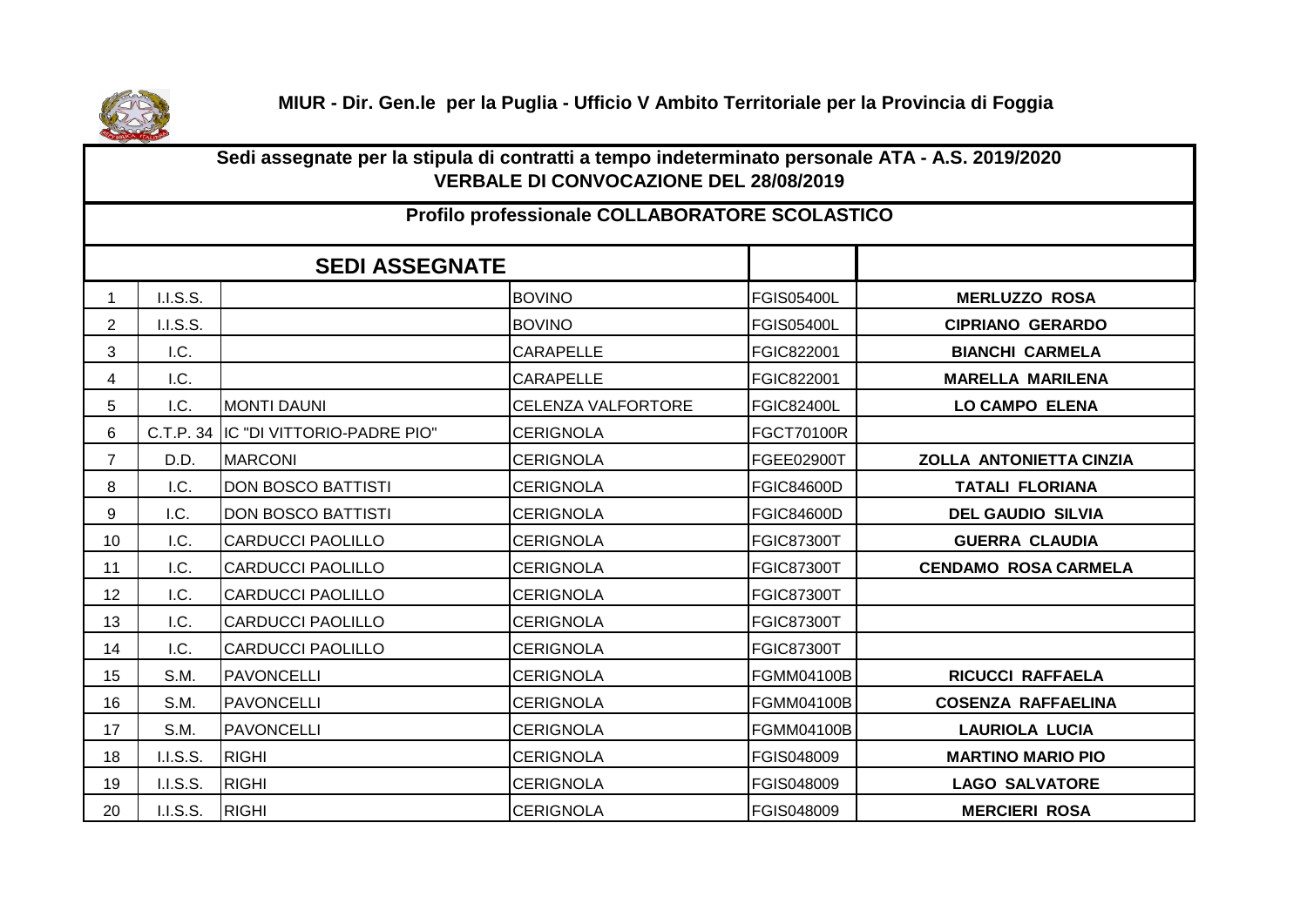**MIUR - Dir. Gen.le per la Puglia - Ufficio V Ambito Territoriale per la Provincia di Foggia**

## Sedi assegnate per la stipula di contratti a tempo indeterminato personale ATA - A.S. 2019/2020
## VERBALE DI CONVOCAZIONE DEL 28/08/2019

### Profilo professionale COLLABORATORE SCOLASTICO

| SEDI ASSEGNATE | | | | | |
|---|---|---|---|---|---|
| 1 | I.I.S.S. | | BOVINO | FGIS05400L | **MERLUZZO ROSA** |
| 2 | I.I.S.S. | | BOVINO | FGIS05400L | **CIPRIANO GERARDO** |
| 3 | I.C. | | CARAPELLE | FGIC822001 | **BIANCHI CARMELA** |
| 4 | I.C. | | CARAPELLE | FGIC822001 | **MARELLA MARILENA** |
| 5 | I.C. | MONTI DAUNI | CELENZA VALFORTORE | FGIC82400L | **LO CAMPO ELENA** |
| 6 | C.T.P. 34 | IC "DI VITTORIO-PADRE PIO" | CERIGNOLA | FGCT70100R | |
| 7 | D.D. | MARCONI | CERIGNOLA | FGEE02900T | **ZOLLA ANTONIETTA CINZIA** |
| 8 | I.C. | DON BOSCO BATTISTI | CERIGNOLA | FGIC84600D | **TATALI FLORIANA** |
| 9 | I.C. | DON BOSCO BATTISTI | CERIGNOLA | FGIC84600D | **DEL GAUDIO SILVIA** |
| 10 | I.C. | CARDUCCI PAOLILLO | CERIGNOLA | FGIC87300T | **GUERRA CLAUDIA** |
| 11 | I.C. | CARDUCCI PAOLILLO | CERIGNOLA | FGIC87300T | **CENDAMO ROSA CARMELA** |
| 12 | I.C. | CARDUCCI PAOLILLO | CERIGNOLA | FGIC87300T | |
| 13 | I.C. | CARDUCCI PAOLILLO | CERIGNOLA | FGIC87300T | |
| 14 | I.C. | CARDUCCI PAOLILLO | CERIGNOLA | FGIC87300T | |
| 15 | S.M. | PAVONCELLI | CERIGNOLA | FGMM04100B | **RICUCCI RAFFAELA** |
| 16 | S.M. | PAVONCELLI | CERIGNOLA | FGMM04100B | **COSENZA RAFFAELINA** |
| 17 | S.M. | PAVONCELLI | CERIGNOLA | FGMM04100B | **LAURIOLA LUCIA** |
| 18 | I.I.S.S. | RIGHI | CERIGNOLA | FGIS048009 | **MARTINO MARIO PIO** |
| 19 | I.I.S.S. | RIGHI | CERIGNOLA | FGIS048009 | **LAGO SALVATORE** |
| 20 | I.I.S.S. | RIGHI | CERIGNOLA | FGIS048009 | **MERCIERI ROSA** |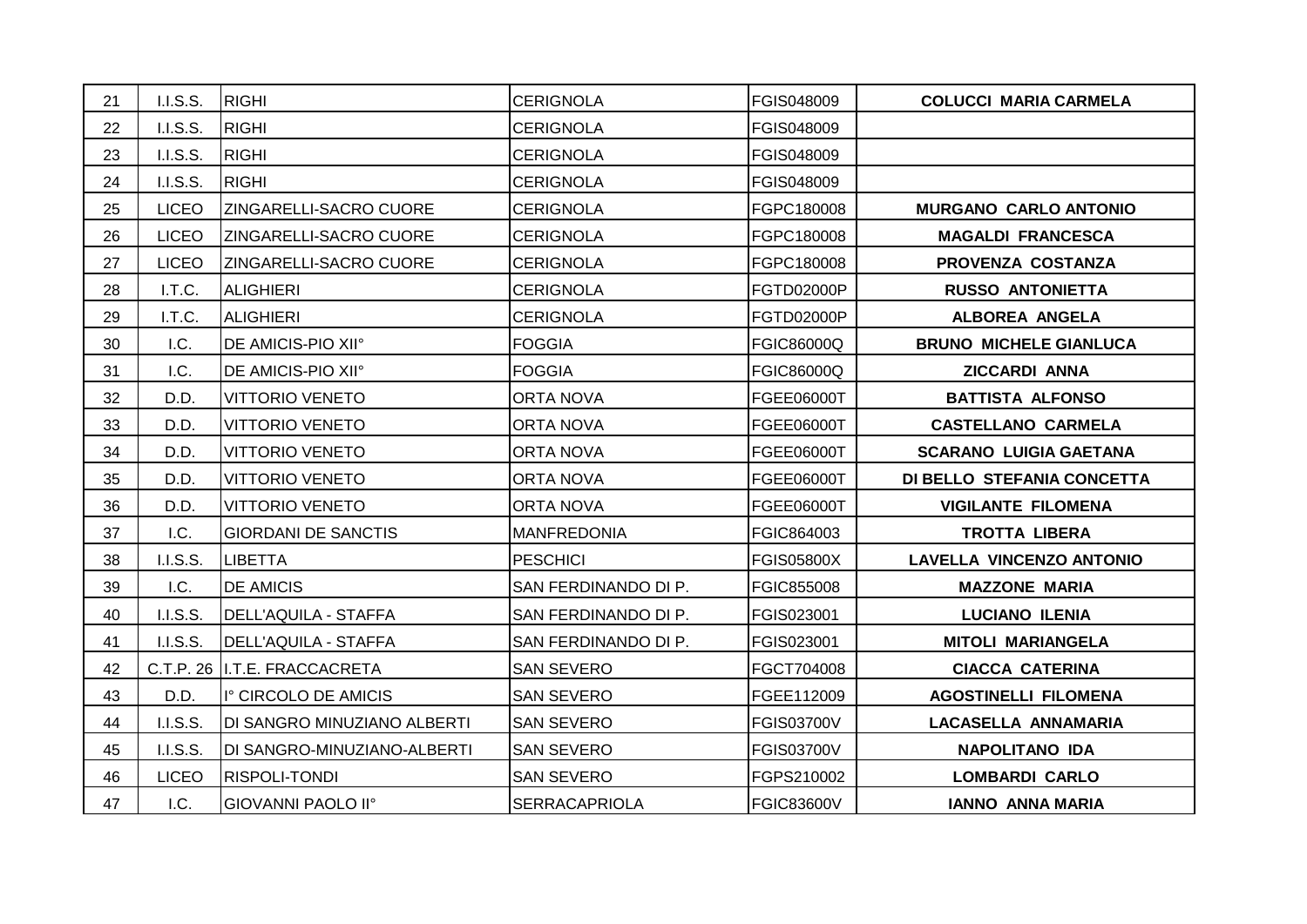| | | | | | |
|---|---|---|---|---|---|
| 21 | I.I.S.S. | RIGHI | CERIGNOLA | FGIS048009 | **COLUCCI MARIA CARMELA** |
| 22 | I.I.S.S. | RIGHI | CERIGNOLA | FGIS048009 | |
| 23 | I.I.S.S. | RIGHI | CERIGNOLA | FGIS048009 | |
| 24 | I.I.S.S. | RIGHI | CERIGNOLA | FGIS048009 | |
| 25 | LICEO | ZINGARELLI-SACRO CUORE | CERIGNOLA | FGPC180008 | **MURGANO CARLO ANTONIO** |
| 26 | LICEO | ZINGARELLI-SACRO CUORE | CERIGNOLA | FGPC180008 | **MAGALDI FRANCESCA** |
| 27 | LICEO | ZINGARELLI-SACRO CUORE | CERIGNOLA | FGPC180008 | **PROVENZA COSTANZA** |
| 28 | I.T.C. | ALIGHIERI | CERIGNOLA | FGTD02000P | **RUSSO ANTONIETTA** |
| 29 | I.T.C. | ALIGHIERI | CERIGNOLA | FGTD02000P | **ALBOREA ANGELA** |
| 30 | I.C. | DE AMICIS-PIO XII° | FOGGIA | FGIC86000Q | **BRUNO MICHELE GIANLUCA** |
| 31 | I.C. | DE AMICIS-PIO XII° | FOGGIA | FGIC86000Q | **ZICCARDI ANNA** |
| 32 | D.D. | VITTORIO VENETO | ORTA NOVA | FGEE06000T | **BATTISTA ALFONSO** |
| 33 | D.D. | VITTORIO VENETO | ORTA NOVA | FGEE06000T | **CASTELLANO CARMELA** |
| 34 | D.D. | VITTORIO VENETO | ORTA NOVA | FGEE06000T | **SCARANO LUIGIA GAETANA** |
| 35 | D.D. | VITTORIO VENETO | ORTA NOVA | FGEE06000T | **DI BELLO STEFANIA CONCETTA** |
| 36 | D.D. | VITTORIO VENETO | ORTA NOVA | FGEE06000T | **VIGILANTE FILOMENA** |
| 37 | I.C. | GIORDANI DE SANCTIS | MANFREDONIA | FGIC864003 | **TROTTA LIBERA** |
| 38 | I.I.S.S. | LIBETTA | PESCHICI | FGIS05800X | **LAVELLA VINCENZO ANTONIO** |
| 39 | I.C. | DE AMICIS | SAN FERDINANDO DI P. | FGIC855008 | **MAZZONE MARIA** |
| 40 | I.I.S.S. | DELL'AQUILA - STAFFA | SAN FERDINANDO DI P. | FGIS023001 | **LUCIANO ILENIA** |
| 41 | I.I.S.S. | DELL'AQUILA - STAFFA | SAN FERDINANDO DI P. | FGIS023001 | **MITOLI MARIANGELA** |
| 42 | C.T.P. 26 | I.T.E. FRACCACRETA | SAN SEVERO | FGCT704008 | **CIACCA CATERINA** |
| 43 | D.D. | I° CIRCOLO DE AMICIS | SAN SEVERO | FGEE112009 | **AGOSTINELLI FILOMENA** |
| 44 | I.I.S.S. | DI SANGRO MINUZIANO ALBERTI | SAN SEVERO | FGIS03700V | **LACASELLA ANNAMARIA** |
| 45 | I.I.S.S. | DI SANGRO-MINUZIANO-ALBERTI | SAN SEVERO | FGIS03700V | **NAPOLITANO IDA** |
| 46 | LICEO | RISPOLI-TONDI | SAN SEVERO | FGPS210002 | **LOMBARDI CARLO** |
| 47 | I.C. | GIOVANNI PAOLO II° | SERRACAPRIOLA | FGIC83600V | **IANNO ANNA MARIA** |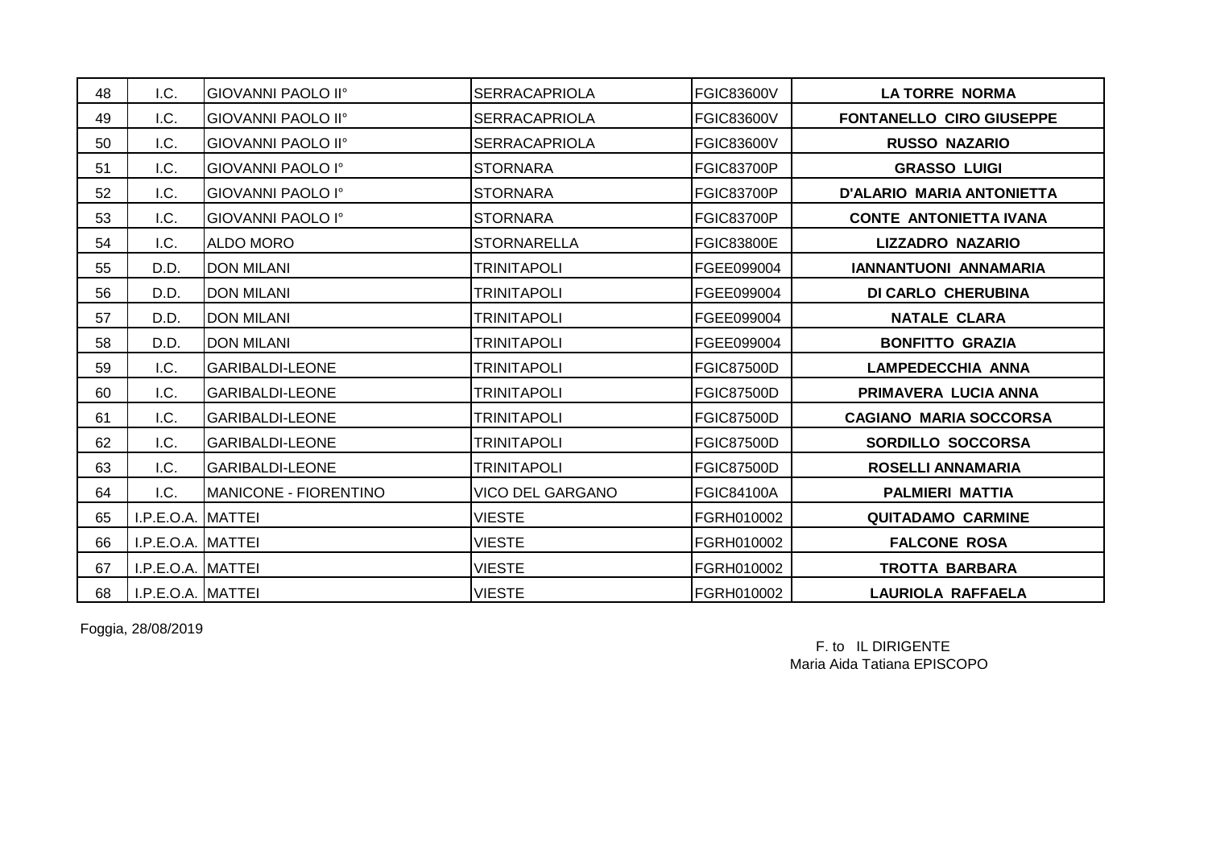| | | | | | |
|---|---|---|---|---|---|
| 48 | I.C. | GIOVANNI PAOLO II° | SERRACAPRIOLA | FGIC83600V | **LA TORRE NORMA** |
| 49 | I.C. | GIOVANNI PAOLO II° | SERRACAPRIOLA | FGIC83600V | **FONTANELLO CIRO GIUSEPPE** |
| 50 | I.C. | GIOVANNI PAOLO II° | SERRACAPRIOLA | FGIC83600V | **RUSSO NAZARIO** |
| 51 | I.C. | GIOVANNI PAOLO I° | STORNARA | FGIC83700P | **GRASSO LUIGI** |
| 52 | I.C. | GIOVANNI PAOLO I° | STORNARA | FGIC83700P | **D'ALARIO MARIA ANTONIETTA** |
| 53 | I.C. | GIOVANNI PAOLO I° | STORNARA | FGIC83700P | **CONTE ANTONIETTA IVANA** |
| 54 | I.C. | ALDO MORO | STORNARELLA | FGIC83800E | **LIZZADRO NAZARIO** |
| 55 | D.D. | DON MILANI | TRINITAPOLI | FGEE099004 | **IANNANTUONI ANNAMARIA** |
| 56 | D.D. | DON MILANI | TRINITAPOLI | FGEE099004 | **DI CARLO CHERUBINA** |
| 57 | D.D. | DON MILANI | TRINITAPOLI | FGEE099004 | **NATALE CLARA** |
| 58 | D.D. | DON MILANI | TRINITAPOLI | FGEE099004 | **BONFITTO GRAZIA** |
| 59 | I.C. | GARIBALDI-LEONE | TRINITAPOLI | FGIC87500D | **LAMPEDECCHIA ANNA** |
| 60 | I.C. | GARIBALDI-LEONE | TRINITAPOLI | FGIC87500D | **PRIMAVERA LUCIA ANNA** |
| 61 | I.C. | GARIBALDI-LEONE | TRINITAPOLI | FGIC87500D | **CAGIANO MARIA SOCCORSA** |
| 62 | I.C. | GARIBALDI-LEONE | TRINITAPOLI | FGIC87500D | **SORDILLO SOCCORSA** |
| 63 | I.C. | GARIBALDI-LEONE | TRINITAPOLI | FGIC87500D | **ROSELLI ANNAMARIA** |
| 64 | I.C. | MANICONE - FIORENTINO | VICO DEL GARGANO | FGIC84100A | **PALMIERI MATTIA** |
| 65 | I.P.E.O.A. | MATTEI | VIESTE | FGRH010002 | **QUITADAMO CARMINE** |
| 66 | I.P.E.O.A. | MATTEI | VIESTE | FGRH010002 | **FALCONE ROSA** |
| 67 | I.P.E.O.A. | MATTEI | VIESTE | FGRH010002 | **TROTTA BARBARA** |
| 68 | I.P.E.O.A. | MATTEI | VIESTE | FGRH010002 | **LAURIOLA RAFFAELA** |

Foggia, 28/08/2019

F. to IL DIRIGENTE
Maria Aida Tatiana EPISCOPO